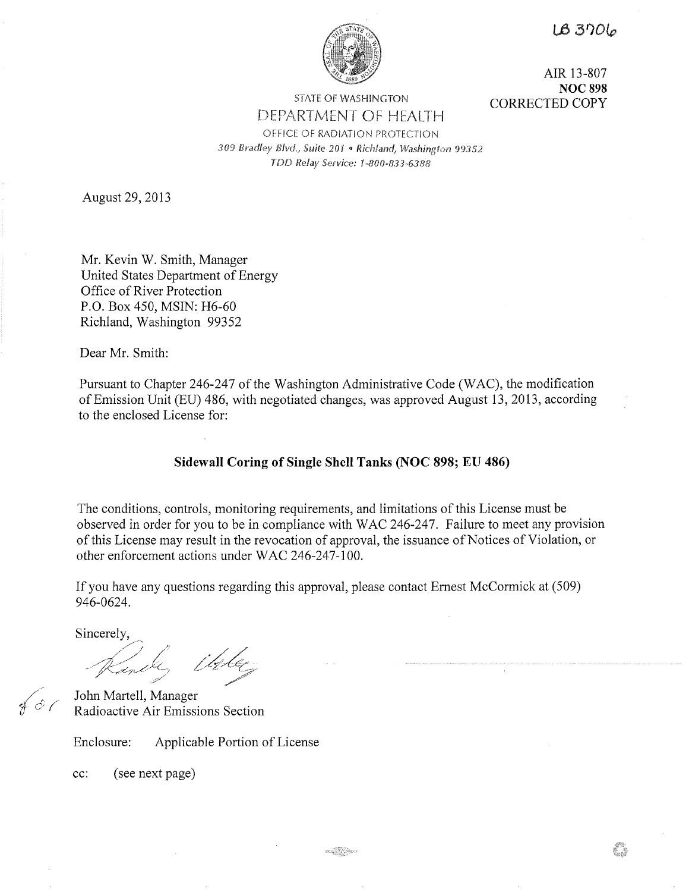LB 3706

AIR 13-807
**NOC 898**
CORRECTED COPY

STATE OF WASHINGTON
DEPARTMENT OF HEALTH
OFFICE OF RADIATION PROTECTION
*309 Bradley Blvd., Suite 201 • Richland, Washington 99352*
*TDD Relay Service: 1-800-833-6388*

August 29, 2013

Mr. Kevin W. Smith, Manager
United States Department of Energy
Office of River Protection
P.O. Box 450, MSIN: H6-60
Richland, Washington 99352

Dear Mr. Smith:

Pursuant to Chapter 246-247 of the Washington Administrative Code (WAC), the modification of Emission Unit (EU) 486, with negotiated changes, was approved August 13, 2013, according to the enclosed License for:

**Sidewall Coring of Single Shell Tanks (NOC 898; EU 486)**

The conditions, controls, monitoring requirements, and limitations of this License must be observed in order for you to be in compliance with WAC 246-247. Failure to meet any provision of this License may result in the revocation of approval, the issuance of Notices of Violation, or other enforcement actions under WAC 246-247-100.

If you have any questions regarding this approval, please contact Ernest McCormick at (509) 946-0624.

Sincerely,

for

John Martell, Manager
Radioactive Air Emissions Section

Enclosure: Applicable Portion of License

cc: (see next page)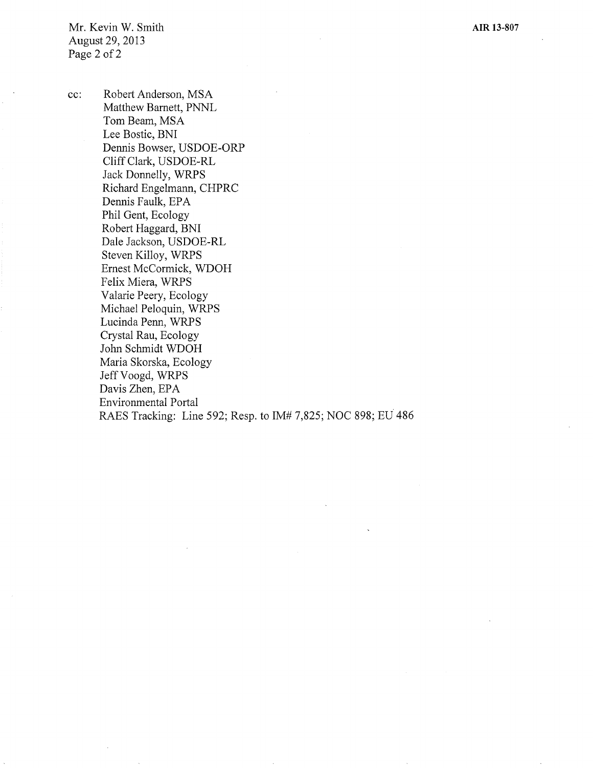cc: Robert Anderson, MSA
Matthew Barnett, PNNL
Tom Beam, MSA
Lee Bostic, BNI
Dennis Bowser, USDOE-ORP
Cliff Clark, USDOE-RL
Jack Donnelly, WRPS
Richard Engelmann, CHPRC
Dennis Faulk, EPA
Phil Gent, Ecology
Robert Haggard, BNI
Dale Jackson, USDOE-RL
Steven Killoy, WRPS
Ernest McCormick, WDOH
Felix Miera, WRPS
Valarie Peery, Ecology
Michael Peloquin, WRPS
Lucinda Penn, WRPS
Crystal Rau, Ecology
John Schmidt WDOH
Maria Skorska, Ecology
Jeff Voogd, WRPS
Davis Zhen, EPA
Environmental Portal
RAES Tracking: Line 592; Resp. to IM# 7,825; NOC 898; EU 486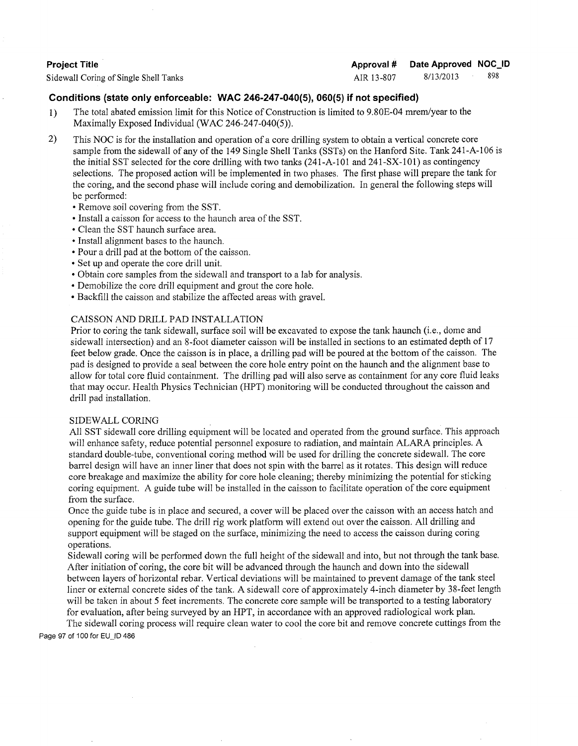| Project Title | Approval # | Date Approved | NOC_ID |
| --- | --- | --- | --- |
| Sidewall Coring of Single Shell Tanks | AIR 13-807 | 8/13/2013 | 898 |

**Conditions (state only enforceable: WAC 246-247-040(5), 060(5) if not specified)**

1) The total abated emission limit for this Notice of Construction is limited to 9.80E-04 mrem/year to the Maximally Exposed Individual (WAC 246-247-040(5)).

2) This NOC is for the installation and operation of a core drilling system to obtain a vertical concrete core sample from the sidewall of any of the 149 Single Shell Tanks (SSTs) on the Hanford Site. Tank 241-A-106 is the initial SST selected for the core drilling with two tanks (241-A-101 and 241-SX-101) as contingency selections. The proposed action will be implemented in two phases. The first phase will prepare the tank for the coring, and the second phase will include coring and demobilization. In general the following steps will be performed:

- Remove soil covering from the SST.
- Install a caisson for access to the haunch area of the SST.
- Clean the SST haunch surface area.
- Install alignment bases to the haunch.
- Pour a drill pad at the bottom of the caisson.
- Set up and operate the core drill unit.
- Obtain core samples from the sidewall and transport to a lab for analysis.
- Demobilize the core drill equipment and grout the core hole.
- Backfill the caisson and stabilize the affected areas with gravel.

CAISSON AND DRILL PAD INSTALLATION

Prior to coring the tank sidewall, surface soil will be excavated to expose the tank haunch (i.e., dome and sidewall intersection) and an 8-foot diameter caisson will be installed in sections to an estimated depth of 17 feet below grade. Once the caisson is in place, a drilling pad will be poured at the bottom of the caisson. The pad is designed to provide a seal between the core hole entry point on the haunch and the alignment base to allow for total core fluid containment. The drilling pad will also serve as containment for any core fluid leaks that may occur. Health Physics Technician (HPT) monitoring will be conducted throughout the caisson and drill pad installation.

SIDEWALL CORING

All SST sidewall core drilling equipment will be located and operated from the ground surface. This approach will enhance safety, reduce potential personnel exposure to radiation, and maintain ALARA principles. A standard double-tube, conventional coring method will be used for drilling the concrete sidewall. The core barrel design will have an inner liner that does not spin with the barrel as it rotates. This design will reduce core breakage and maximize the ability for core hole cleaning; thereby minimizing the potential for sticking coring equipment. A guide tube will be installed in the caisson to facilitate operation of the core equipment from the surface.

Once the guide tube is in place and secured, a cover will be placed over the caisson with an access hatch and opening for the guide tube. The drill rig work platform will extend out over the caisson. All drilling and support equipment will be staged on the surface, minimizing the need to access the caisson during coring operations.

Sidewall coring will be performed down the full height of the sidewall and into, but not through the tank base. After initiation of coring, the core bit will be advanced through the haunch and down into the sidewall between layers of horizontal rebar. Vertical deviations will be maintained to prevent damage of the tank steel liner or external concrete sides of the tank. A sidewall core of approximately 4-inch diameter by 38-feet length will be taken in about 5 feet increments. The concrete core sample will be transported to a testing laboratory for evaluation, after being surveyed by an HPT, in accordance with an approved radiological work plan.

The sidewall coring process will require clean water to cool the core bit and remove concrete cuttings from the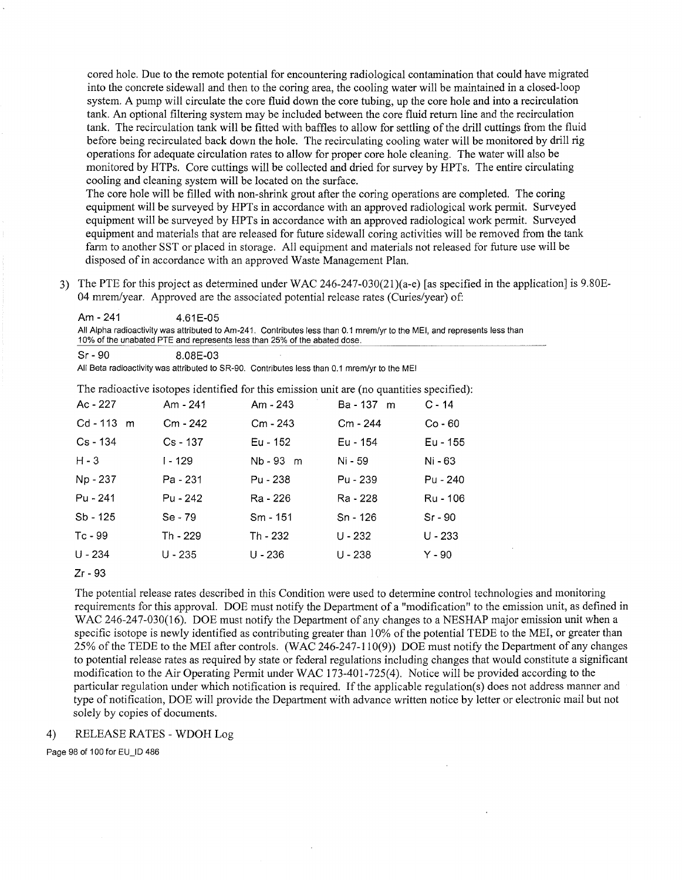cored hole. Due to the remote potential for encountering radiological contamination that could have migrated into the concrete sidewall and then to the coring area, the cooling water will be maintained in a closed-loop system. A pump will circulate the core fluid down the core tubing, up the core hole and into a recirculation tank. An optional filtering system may be included between the core fluid return line and the recirculation tank. The recirculation tank will be fitted with baffles to allow for settling of the drill cuttings from the fluid before being recirculated back down the hole. The recirculating cooling water will be monitored by drill rig operations for adequate circulation rates to allow for proper core hole cleaning. The water will also be monitored by HTPs. Core cuttings will be collected and dried for survey by HPTs. The entire circulating cooling and cleaning system will be located on the surface.
The core hole will be filled with non-shrink grout after the coring operations are completed. The coring equipment will be surveyed by HPTs in accordance with an approved radiological work permit. Surveyed equipment will be surveyed by HPTs in accordance with an approved radiological work permit. Surveyed equipment and materials that are released for future sidewall coring activities will be removed from the tank farm to another SST or placed in storage. All equipment and materials not released for future use will be disposed of in accordance with an approved Waste Management Plan.

3) The PTE for this project as determined under WAC 246-247-030(21)(a-e) [as specified in the application] is 9.80E-04 mrem/year. Approved are the associated potential release rates (Curies/year) of:

Am - 241 4.61E-05

All Alpha radioactivity was attributed to Am-241. Contributes less than 0.1 mrem/yr to the MEI, and represents less than 10% of the unabated PTE and represents less than 25% of the abated dose.

Sr - 90 8.08E-03

All Beta radioactivity was attributed to SR-90. Contributes less than 0.1 mrem/yr to the MEI

The radioactive isotopes identified for this emission unit are (no quantities specified):

| | | | | |
|---|---|---|---|---|
| Ac - 227 | Am - 241 | Am - 243 | Ba - 137 m | C - 14 |
| Cd - 113 m | Cm - 242 | Cm - 243 | Cm - 244 | Co - 60 |
| Cs - 134 | Cs - 137 | Eu - 152 | Eu - 154 | Eu - 155 |
| H - 3 | I - 129 | Nb - 93 m | Ni - 59 | Ni - 63 |
| Np - 237 | Pa - 231 | Pu - 238 | Pu - 239 | Pu - 240 |
| Pu - 241 | Pu - 242 | Ra - 226 | Ra - 228 | Ru - 106 |
| Sb - 125 | Se - 79 | Sm - 151 | Sn - 126 | Sr - 90 |
| Tc - 99 | Th - 229 | Th - 232 | U - 232 | U - 233 |
| U - 234 | U - 235 | U - 236 | U - 238 | Y - 90 |
| Zr - 93 | | | | |

The potential release rates described in this Condition were used to determine control technologies and monitoring requirements for this approval. DOE must notify the Department of a "modification" to the emission unit, as defined in WAC 246-247-030(16). DOE must notify the Department of any changes to a NESHAP major emission unit when a specific isotope is newly identified as contributing greater than 10% of the potential TEDE to the MEI, or greater than 25% of the TEDE to the MEI after controls. (WAC 246-247-110(9)) DOE must notify the Department of any changes to potential release rates as required by state or federal regulations including changes that would constitute a significant modification to the Air Operating Permit under WAC 173-401-725(4). Notice will be provided according to the particular regulation under which notification is required. If the applicable regulation(s) does not address manner and type of notification, DOE will provide the Department with advance written notice by letter or electronic mail but not solely by copies of documents.

4) RELEASE RATES - WDOH Log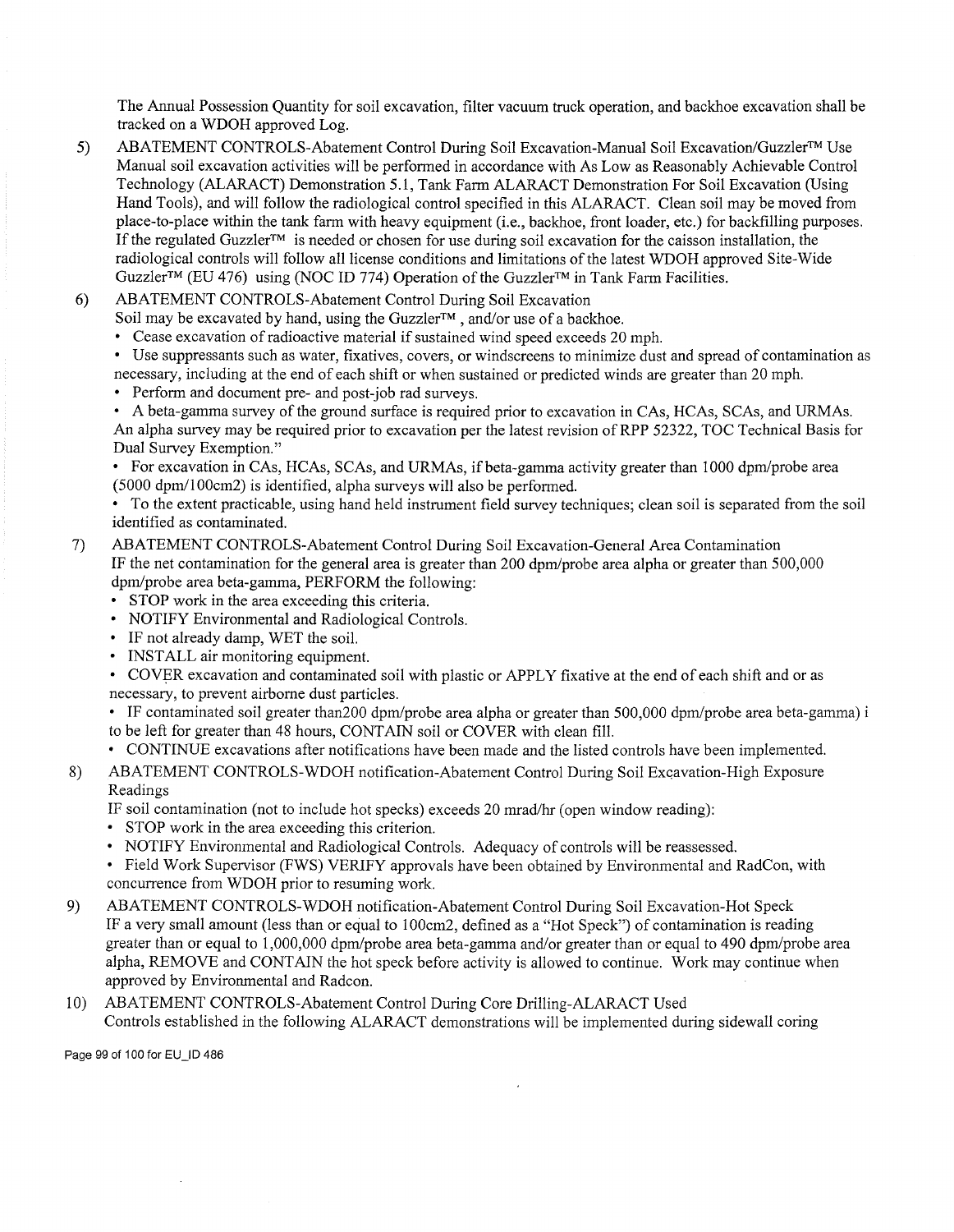The Annual Possession Quantity for soil excavation, filter vacuum truck operation, and backhoe excavation shall be tracked on a WDOH approved Log.

5) ABATEMENT CONTROLS-Abatement Control During Soil Excavation-Manual Soil Excavation/Guzzler™ Use
Manual soil excavation activities will be performed in accordance with As Low as Reasonably Achievable Control Technology (ALARACT) Demonstration 5.1, Tank Farm ALARACT Demonstration For Soil Excavation (Using Hand Tools), and will follow the radiological control specified in this ALARACT. Clean soil may be moved from place-to-place within the tank farm with heavy equipment (i.e., backhoe, front loader, etc.) for backfilling purposes. If the regulated Guzzler™ is needed or chosen for use during soil excavation for the caisson installation, the radiological controls will follow all license conditions and limitations of the latest WDOH approved Site-Wide Guzzler™ (EU 476) using (NOC ID 774) Operation of the Guzzler™ in Tank Farm Facilities.

6) ABATEMENT CONTROLS-Abatement Control During Soil Excavation
Soil may be excavated by hand, using the Guzzler™ , and/or use of a backhoe.
   - Cease excavation of radioactive material if sustained wind speed exceeds 20 mph.
   - Use suppressants such as water, fixatives, covers, or windscreens to minimize dust and spread of contamination as necessary, including at the end of each shift or when sustained or predicted winds are greater than 20 mph.
   - Perform and document pre- and post-job rad surveys.
   - A beta-gamma survey of the ground surface is required prior to excavation in CAs, HCAs, SCAs, and URMAs. An alpha survey may be required prior to excavation per the latest revision of RPP 52322, TOC Technical Basis for Dual Survey Exemption."
   - For excavation in CAs, HCAs, SCAs, and URMAs, if beta-gamma activity greater than 1000 dpm/probe area (5000 dpm/100cm2) is identified, alpha surveys will also be performed.
   - To the extent practicable, using hand held instrument field survey techniques; clean soil is separated from the soil identified as contaminated.

7) ABATEMENT CONTROLS-Abatement Control During Soil Excavation-General Area Contamination
IF the net contamination for the general area is greater than 200 dpm/probe area alpha or greater than 500,000 dpm/probe area beta-gamma, PERFORM the following:
   - STOP work in the area exceeding this criteria.
   - NOTIFY Environmental and Radiological Controls.
   - IF not already damp, WET the soil.
   - INSTALL air monitoring equipment.
   - COVER excavation and contaminated soil with plastic or APPLY fixative at the end of each shift and or as necessary, to prevent airborne dust particles.
   - IF contaminated soil greater than200 dpm/probe area alpha or greater than 500,000 dpm/probe area beta-gamma) i to be left for greater than 48 hours, CONTAIN soil or COVER with clean fill.
   - CONTINUE excavations after notifications have been made and the listed controls have been implemented.

8) ABATEMENT CONTROLS-WDOH notification-Abatement Control During Soil Excavation-High Exposure Readings
IF soil contamination (not to include hot specks) exceeds 20 mrad/hr (open window reading):
   - STOP work in the area exceeding this criterion.
   - NOTIFY Environmental and Radiological Controls. Adequacy of controls will be reassessed.
   - Field Work Supervisor (FWS) VERIFY approvals have been obtained by Environmental and RadCon, with concurrence from WDOH prior to resuming work.

9) ABATEMENT CONTROLS-WDOH notification-Abatement Control During Soil Excavation-Hot Speck
IF a very small amount (less than or equal to 100cm2, defined as a "Hot Speck") of contamination is reading greater than or equal to 1,000,000 dpm/probe area beta-gamma and/or greater than or equal to 490 dpm/probe area alpha, REMOVE and CONTAIN the hot speck before activity is allowed to continue. Work may continue when approved by Environmental and Radcon.

10) ABATEMENT CONTROLS-Abatement Control During Core Drilling-ALARACT Used
Controls established in the following ALARACT demonstrations will be implemented during sidewall coring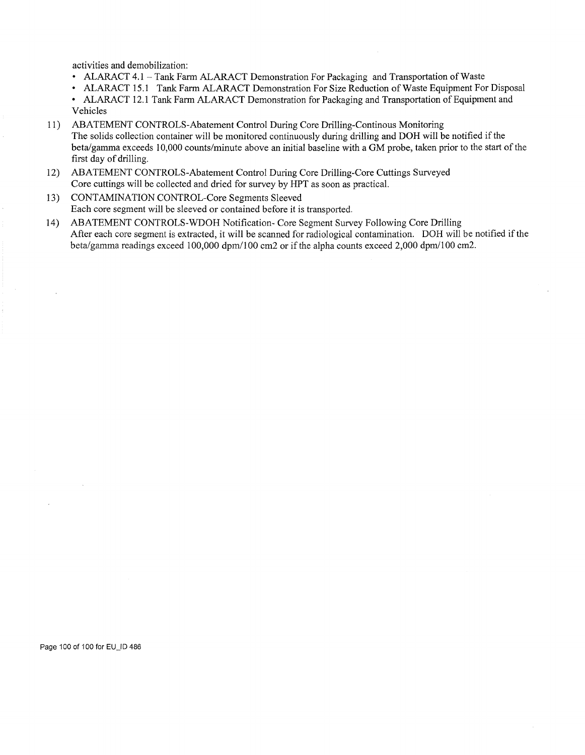activities and demobilization:

- ALARACT 4.1 – Tank Farm ALARACT Demonstration For Packaging and Transportation of Waste
- ALARACT 15.1 Tank Farm ALARACT Demonstration For Size Reduction of Waste Equipment For Disposal
- ALARACT 12.1 Tank Farm ALARACT Demonstration for Packaging and Transportation of Equipment and Vehicles

11) ABATEMENT CONTROLS-Abatement Control During Core Drilling-Continous Monitoring
    The solids collection container will be monitored continuously during drilling and DOH will be notified if the beta/gamma exceeds 10,000 counts/minute above an initial baseline with a GM probe, taken prior to the start of the first day of drilling.

12) ABATEMENT CONTROLS-Abatement Control During Core Drilling-Core Cuttings Surveyed
    Core cuttings will be collected and dried for survey by HPT as soon as practical.

13) CONTAMINATION CONTROL-Core Segments Sleeved
    Each core segment will be sleeved or contained before it is transported.

14) ABATEMENT CONTROLS-WDOH Notification- Core Segment Survey Following Core Drilling
    After each core segment is extracted, it will be scanned for radiological contamination. DOH will be notified if the beta/gamma readings exceed 100,000 dpm/100 cm2 or if the alpha counts exceed 2,000 dpm/100 cm2.